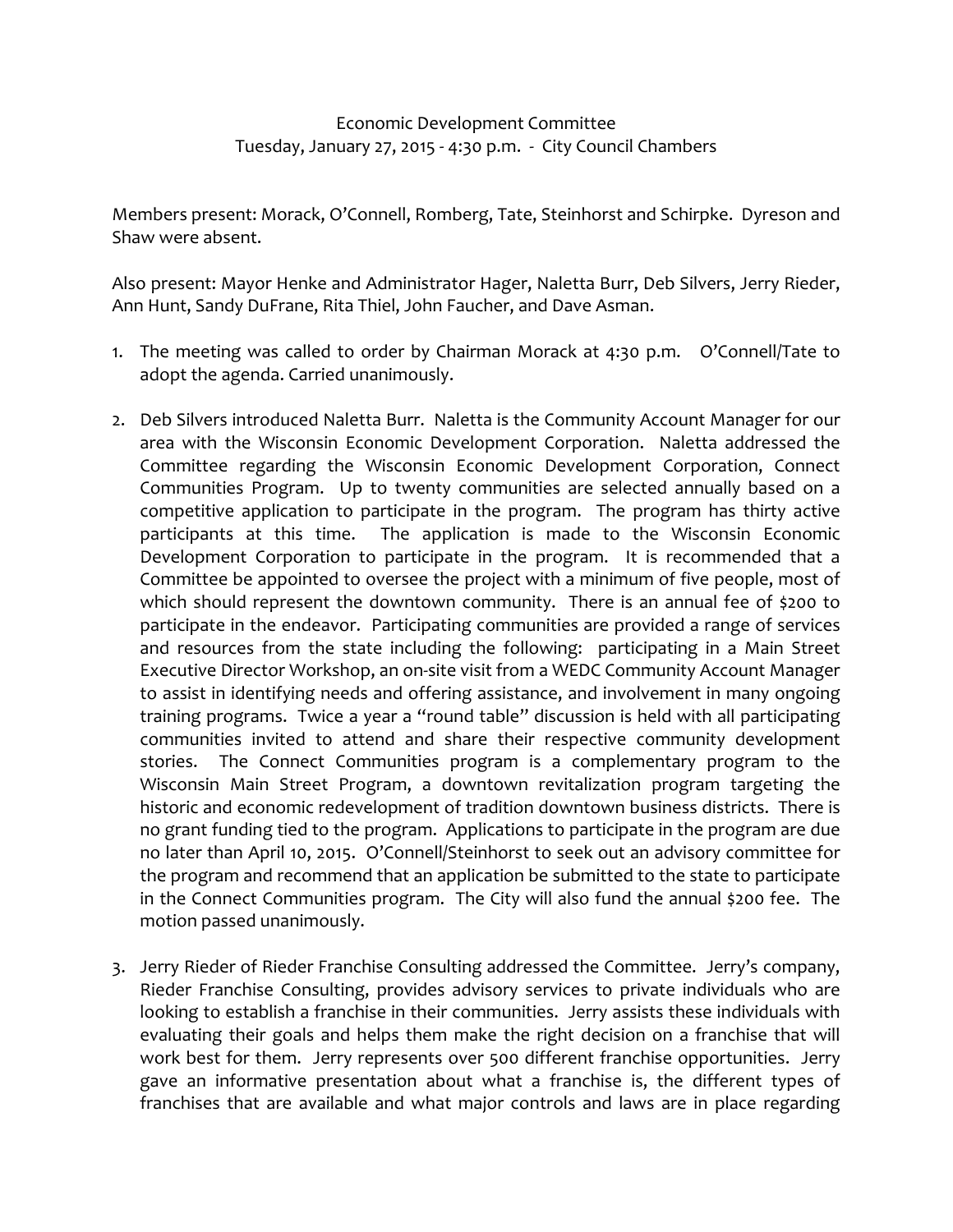Economic Development Committee
Tuesday, January 27, 2015 - 4:30 p.m. - City Council Chambers

Members present: Morack, O'Connell, Romberg, Tate, Steinhorst and Schirpke. Dyreson and Shaw were absent.

Also present: Mayor Henke and Administrator Hager, Naletta Burr, Deb Silvers, Jerry Rieder, Ann Hunt, Sandy DuFrane, Rita Thiel, John Faucher, and Dave Asman.

1. The meeting was called to order by Chairman Morack at 4:30 p.m. O'Connell/Tate to adopt the agenda. Carried unanimously.

2. Deb Silvers introduced Naletta Burr. Naletta is the Community Account Manager for our area with the Wisconsin Economic Development Corporation. Naletta addressed the Committee regarding the Wisconsin Economic Development Corporation, Connect Communities Program. Up to twenty communities are selected annually based on a competitive application to participate in the program. The program has thirty active participants at this time. The application is made to the Wisconsin Economic Development Corporation to participate in the program. It is recommended that a Committee be appointed to oversee the project with a minimum of five people, most of which should represent the downtown community. There is an annual fee of $200 to participate in the endeavor. Participating communities are provided a range of services and resources from the state including the following: participating in a Main Street Executive Director Workshop, an on-site visit from a WEDC Community Account Manager to assist in identifying needs and offering assistance, and involvement in many ongoing training programs. Twice a year a "round table" discussion is held with all participating communities invited to attend and share their respective community development stories. The Connect Communities program is a complementary program to the Wisconsin Main Street Program, a downtown revitalization program targeting the historic and economic redevelopment of tradition downtown business districts. There is no grant funding tied to the program. Applications to participate in the program are due no later than April 10, 2015. O'Connell/Steinhorst to seek out an advisory committee for the program and recommend that an application be submitted to the state to participate in the Connect Communities program. The City will also fund the annual $200 fee. The motion passed unanimously.

3. Jerry Rieder of Rieder Franchise Consulting addressed the Committee. Jerry's company, Rieder Franchise Consulting, provides advisory services to private individuals who are looking to establish a franchise in their communities. Jerry assists these individuals with evaluating their goals and helps them make the right decision on a franchise that will work best for them. Jerry represents over 500 different franchise opportunities. Jerry gave an informative presentation about what a franchise is, the different types of franchises that are available and what major controls and laws are in place regarding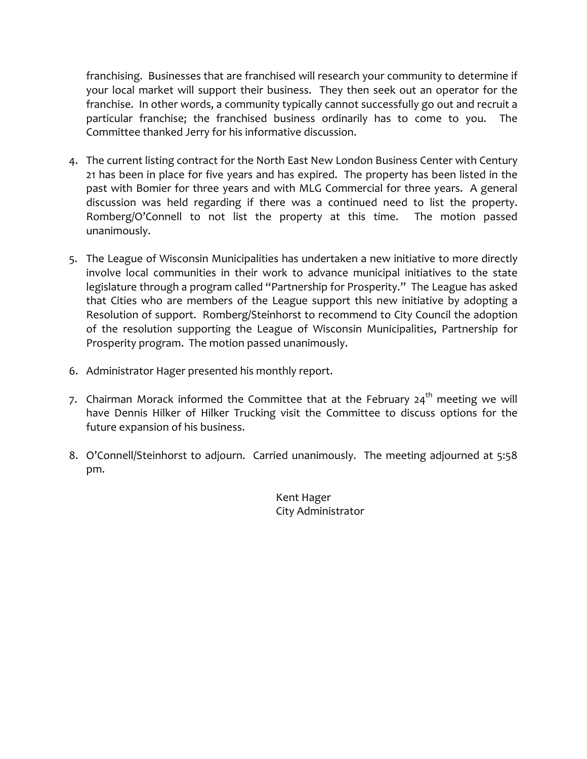franchising. Businesses that are franchised will research your community to determine if your local market will support their business. They then seek out an operator for the franchise. In other words, a community typically cannot successfully go out and recruit a particular franchise; the franchised business ordinarily has to come to you. The Committee thanked Jerry for his informative discussion.

4. The current listing contract for the North East New London Business Center with Century 21 has been in place for five years and has expired. The property has been listed in the past with Bomier for three years and with MLG Commercial for three years. A general discussion was held regarding if there was a continued need to list the property. Romberg/O'Connell to not list the property at this time. The motion passed unanimously.

5. The League of Wisconsin Municipalities has undertaken a new initiative to more directly involve local communities in their work to advance municipal initiatives to the state legislature through a program called "Partnership for Prosperity." The League has asked that Cities who are members of the League support this new initiative by adopting a Resolution of support. Romberg/Steinhorst to recommend to City Council the adoption of the resolution supporting the League of Wisconsin Municipalities, Partnership for Prosperity program. The motion passed unanimously.

6. Administrator Hager presented his monthly report.

7. Chairman Morack informed the Committee that at the February 24th meeting we will have Dennis Hilker of Hilker Trucking visit the Committee to discuss options for the future expansion of his business.

8. O'Connell/Steinhorst to adjourn. Carried unanimously. The meeting adjourned at 5:58 pm.

Kent Hager
City Administrator